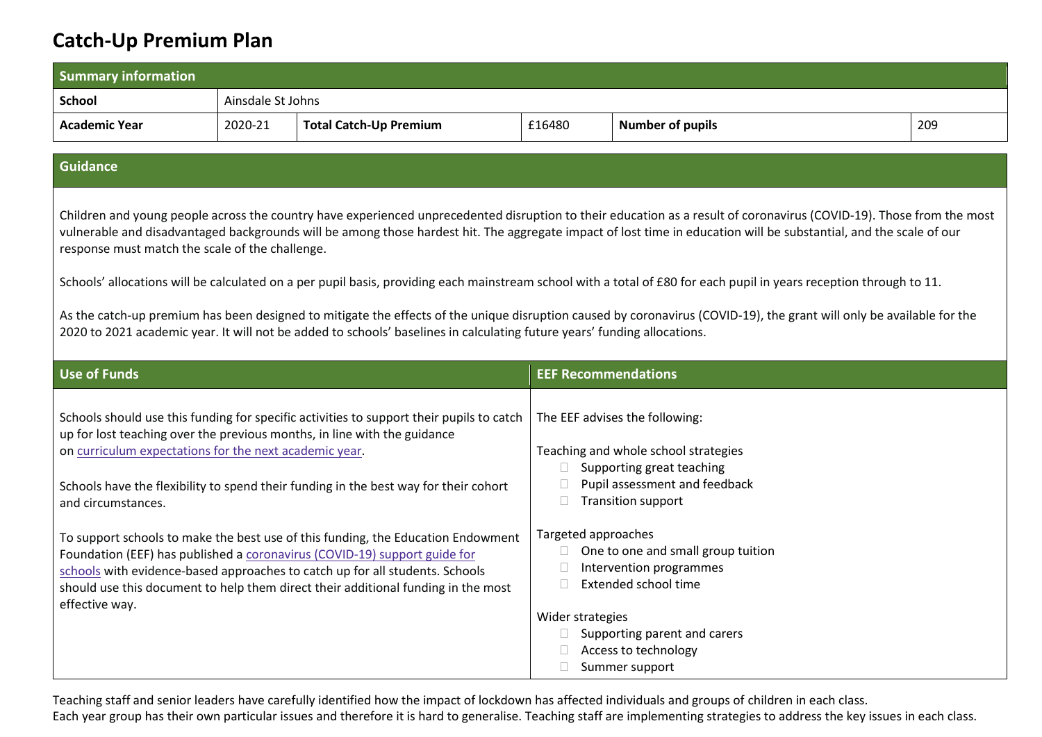# Catch-Up Premium Plan

| Summary information | | | | | |
|---|---|---|---|---|---|
| **School** | Ainsdale St Johns | | | | |
| **Academic Year** | 2020-21 | **Total Catch-Up Premium** | £16480 | **Number of pupils** | 209 |

## Guidance

Children and young people across the country have experienced unprecedented disruption to their education as a result of coronavirus (COVID-19). Those from the most vulnerable and disadvantaged backgrounds will be among those hardest hit. The aggregate impact of lost time in education will be substantial, and the scale of our response must match the scale of the challenge.

Schools' allocations will be calculated on a per pupil basis, providing each mainstream school with a total of £80 for each pupil in years reception through to 11.

As the catch-up premium has been designed to mitigate the effects of the unique disruption caused by coronavirus (COVID-19), the grant will only be available for the 2020 to 2021 academic year. It will not be added to schools' baselines in calculating future years' funding allocations.

## Use of Funds

Schools should use this funding for specific activities to support their pupils to catch up for lost teaching over the previous months, in line with the guidance on curriculum expectations for the next academic year.

Schools have the flexibility to spend their funding in the best way for their cohort and circumstances.

To support schools to make the best use of this funding, the Education Endowment Foundation (EEF) has published a coronavirus (COVID-19) support guide for schools with evidence-based approaches to catch up for all students. Schools should use this document to help them direct their additional funding in the most effective way.

## EEF Recommendations

The EEF advises the following:

Teaching and whole school strategies
- Supporting great teaching
- Pupil assessment and feedback
- Transition support

Targeted approaches
- One to one and small group tuition
- Intervention programmes
- Extended school time

Wider strategies
- Supporting parent and carers
- Access to technology
- Summer support

Teaching staff and senior leaders have carefully identified how the impact of lockdown has affected individuals and groups of children in each class.
Each year group has their own particular issues and therefore it is hard to generalise. Teaching staff are implementing strategies to address the key issues in each class.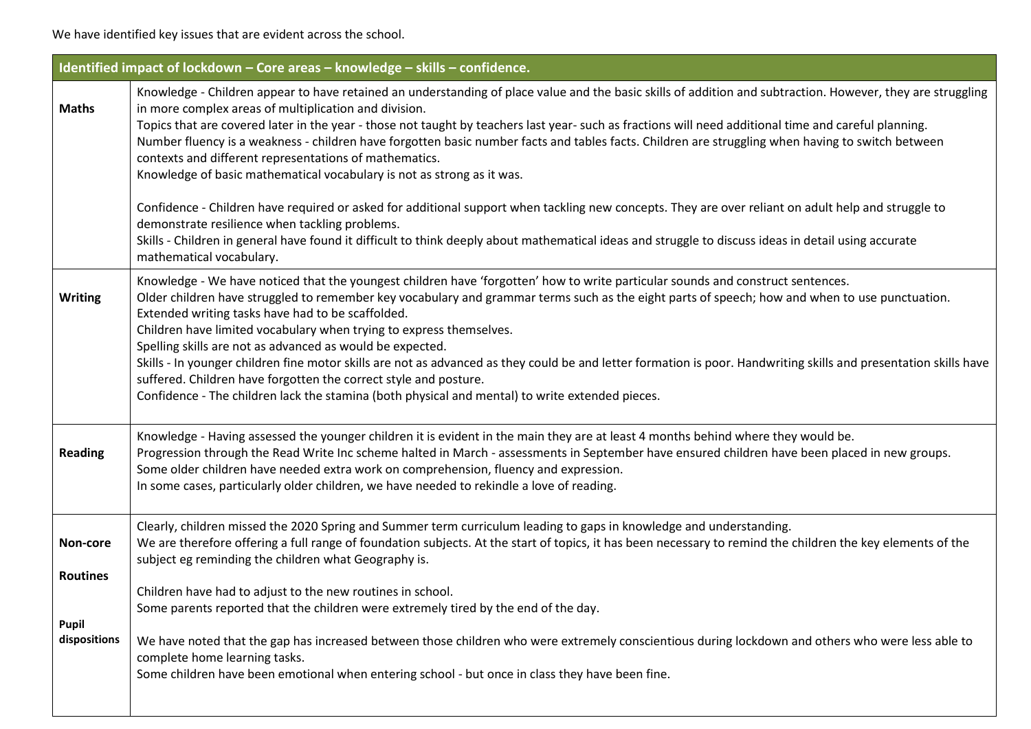We have identified key issues that are evident across the school.

| Identified impact of lockdown – Core areas – knowledge – skills – confidence. | |
|---|---|
| **Maths** | Knowledge - Children appear to have retained an understanding of place value and the basic skills of addition and subtraction. However, they are struggling in more complex areas of multiplication and division.<br>Topics that are covered later in the year - those not taught by teachers last year- such as fractions will need additional time and careful planning.<br>Number fluency is a weakness - children have forgotten basic number facts and tables facts. Children are struggling when having to switch between contexts and different representations of mathematics.<br>Knowledge of basic mathematical vocabulary is not as strong as it was.<br><br>Confidence - Children have required or asked for additional support when tackling new concepts. They are over reliant on adult help and struggle to demonstrate resilience when tackling problems.<br>Skills - Children in general have found it difficult to think deeply about mathematical ideas and struggle to discuss ideas in detail using accurate mathematical vocabulary. |
| **Writing** | Knowledge - We have noticed that the youngest children have 'forgotten' how to write particular sounds and construct sentences.<br>Older children have struggled to remember key vocabulary and grammar terms such as the eight parts of speech; how and when to use punctuation.<br>Extended writing tasks have had to be scaffolded.<br>Children have limited vocabulary when trying to express themselves.<br>Spelling skills are not as advanced as would be expected.<br>Skills - In younger children fine motor skills are not as advanced as they could be and letter formation is poor. Handwriting skills and presentation skills have suffered. Children have forgotten the correct style and posture.<br>Confidence - The children lack the stamina (both physical and mental) to write extended pieces. |
| **Reading** | Knowledge - Having assessed the younger children it is evident in the main they are at least 4 months behind where they would be.<br>Progression through the Read Write Inc scheme halted in March - assessments in September have ensured children have been placed in new groups.<br>Some older children have needed extra work on comprehension, fluency and expression.<br>In some cases, particularly older children, we have needed to rekindle a love of reading. |
| **Non-core**<br><br>**Routines**<br><br>**Pupil dispositions** | Clearly, children missed the 2020 Spring and Summer term curriculum leading to gaps in knowledge and understanding.<br>We are therefore offering a full range of foundation subjects. At the start of topics, it has been necessary to remind the children the key elements of the subject eg reminding the children what Geography is.<br><br>Children have had to adjust to the new routines in school.<br>Some parents reported that the children were extremely tired by the end of the day.<br><br>We have noted that the gap has increased between those children who were extremely conscientious during lockdown and others who were less able to complete home learning tasks.<br>Some children have been emotional when entering school - but once in class they have been fine. |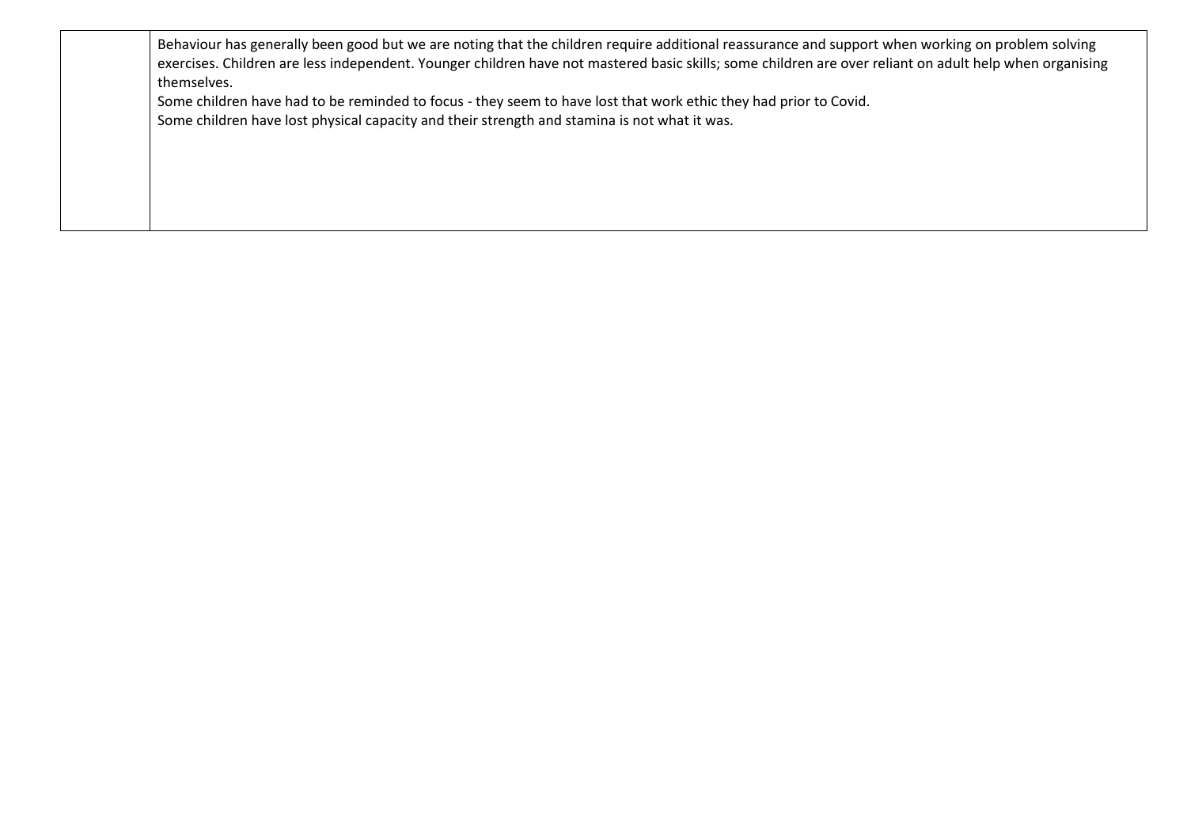| | |
|---|---|
| | Behaviour has generally been good but we are noting that the children require additional reassurance and support when working on problem solving exercises. Children are less independent. Younger children have not mastered basic skills; some children are over reliant on adult help when organising themselves.<br>Some children have had to be reminded to focus - they seem to have lost that work ethic they had prior to Covid.<br>Some children have lost physical capacity and their strength and stamina is not what it was. |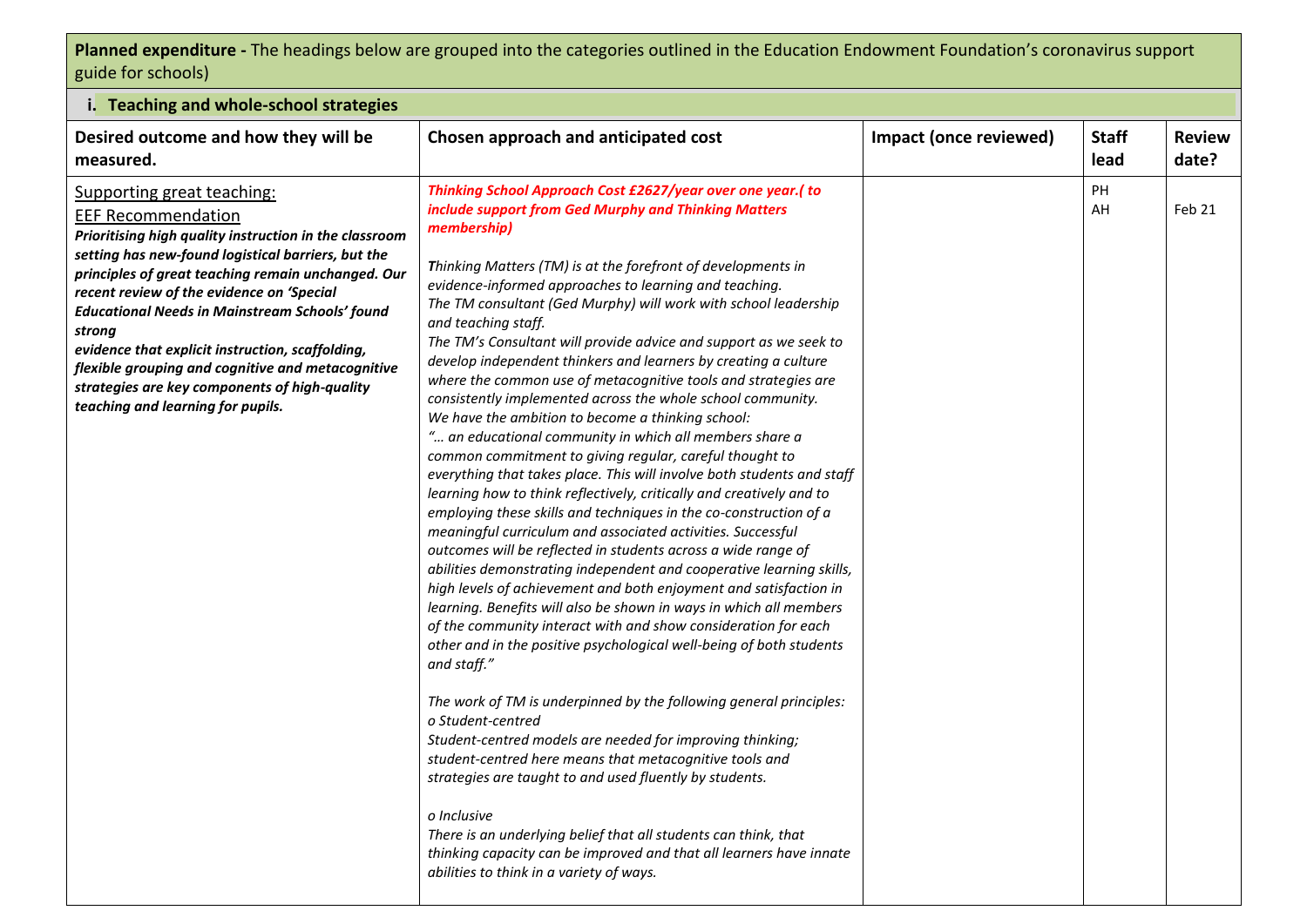**Planned expenditure -** The headings below are grouped into the categories outlined in the Education Endowment Foundation's coronavirus support guide for schools)

**i. Teaching and whole-school strategies**

| Desired outcome and how they will be measured. | Chosen approach and anticipated cost | Impact (once reviewed) | Staff lead | Review date? |
|---|---|---|---|---|
| Supporting great teaching:<br>EEF Recommendation<br>***Prioritising high quality instruction in the classroom setting has new-found logistical barriers, but the principles of great teaching remain unchanged. Our recent review of the evidence on 'Special Educational Needs in Mainstream Schools' found strong evidence that explicit instruction, scaffolding, flexible grouping and cognitive and metacognitive strategies are key components of high-quality teaching and learning for pupils.*** | ***Thinking School Approach Cost £2627/year over one year.( to include support from Ged Murphy and Thinking Matters membership)***<br><br>*Thinking Matters (TM) is at the forefront of developments in evidence-informed approaches to learning and teaching.*<br>*The TM consultant (Ged Murphy) will work with school leadership and teaching staff.*<br>*The TM's Consultant will provide advice and support as we seek to develop independent thinkers and learners by creating a culture where the common use of metacognitive tools and strategies are consistently implemented across the whole school community.*<br>*We have the ambition to become a thinking school:*<br>*"… an educational community in which all members share a common commitment to giving regular, careful thought to everything that takes place. This will involve both students and staff learning how to think reflectively, critically and creatively and to employing these skills and techniques in the co-construction of a meaningful curriculum and associated activities. Successful outcomes will be reflected in students across a wide range of abilities demonstrating independent and cooperative learning skills, high levels of achievement and both enjoyment and satisfaction in learning. Benefits will also be shown in ways in which all members of the community interact with and show consideration for each other and in the positive psychological well-being of both students and staff."*<br><br>*The work of TM is underpinned by the following general principles:*<br>*o Student-centred*<br>*Student-centred models are needed for improving thinking; student-centred here means that metacognitive tools and strategies are taught to and used fluently by students.*<br><br>*o Inclusive*<br>*There is an underlying belief that all students can think, that thinking capacity can be improved and that all learners have innate abilities to think in a variety of ways.* | | PH<br>AH | Feb 21 |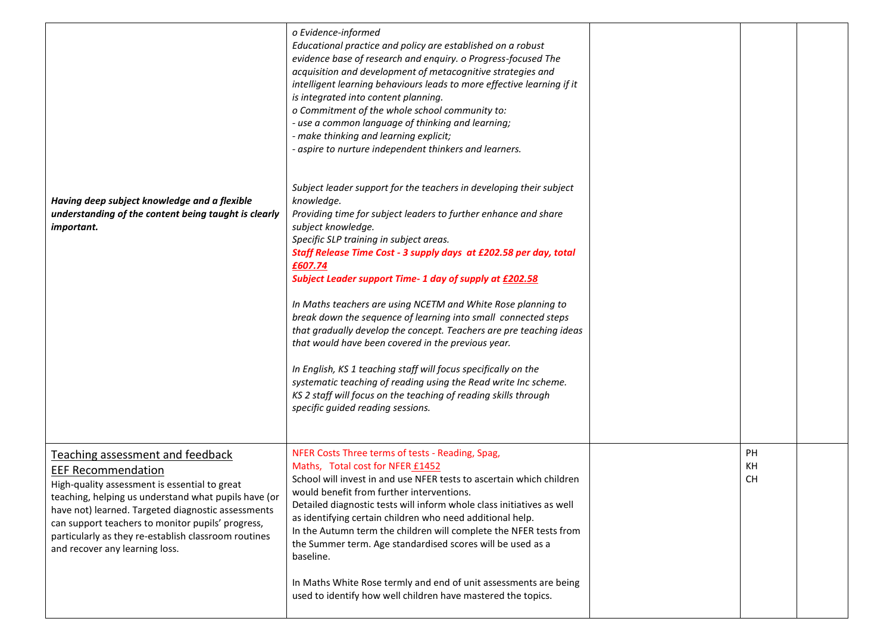| | | | | |
|---|---|---|---|---|
| ***Having deep subject knowledge and a flexible understanding of the content being taught is clearly important.*** | *o Evidence-informed*<br>*Educational practice and policy are established on a robust evidence base of research and enquiry. o Progress-focused The acquisition and development of metacognitive strategies and intelligent learning behaviours leads to more effective learning if it is integrated into content planning.*<br>*o Commitment of the whole school community to:*<br>*- use a common language of thinking and learning;*<br>*- make thinking and learning explicit;*<br>*- aspire to nurture independent thinkers and learners.*<br><br>*Subject leader support for the teachers in developing their subject knowledge.*<br>*Providing time for subject leaders to further enhance and share subject knowledge.*<br>*Specific SLP training in subject areas.*<br>***Staff Release Time Cost - 3 supply days at £202.58 per day, total £607.74***<br>***Subject Leader support Time- 1 day of supply at £202.58***<br><br>*In Maths teachers are using NCETM and White Rose planning to break down the sequence of learning into small connected steps that gradually develop the concept. Teachers are pre teaching ideas that would have been covered in the previous year.*<br><br>*In English, KS 1 teaching staff will focus specifically on the systematic teaching of reading using the Read write Inc scheme. KS 2 staff will focus on the teaching of reading skills through specific guided reading sessions.* | | | |
| Teaching assessment and feedback<br>EEF Recommendation<br>High-quality assessment is essential to great teaching, helping us understand what pupils have (or have not) learned. Targeted diagnostic assessments can support teachers to monitor pupils' progress, particularly as they re-establish classroom routines and recover any learning loss. | NFER Costs Three terms of tests - Reading, Spag, Maths, Total cost for NFER £1452<br>School will invest in and use NFER tests to ascertain which children would benefit from further interventions.<br>Detailed diagnostic tests will inform whole class initiatives as well as identifying certain children who need additional help.<br>In the Autumn term the children will complete the NFER tests from the Summer term. Age standardised scores will be used as a baseline.<br><br>In Maths White Rose termly and end of unit assessments are being used to identify how well children have mastered the topics. | | PH<br>KH<br>CH | |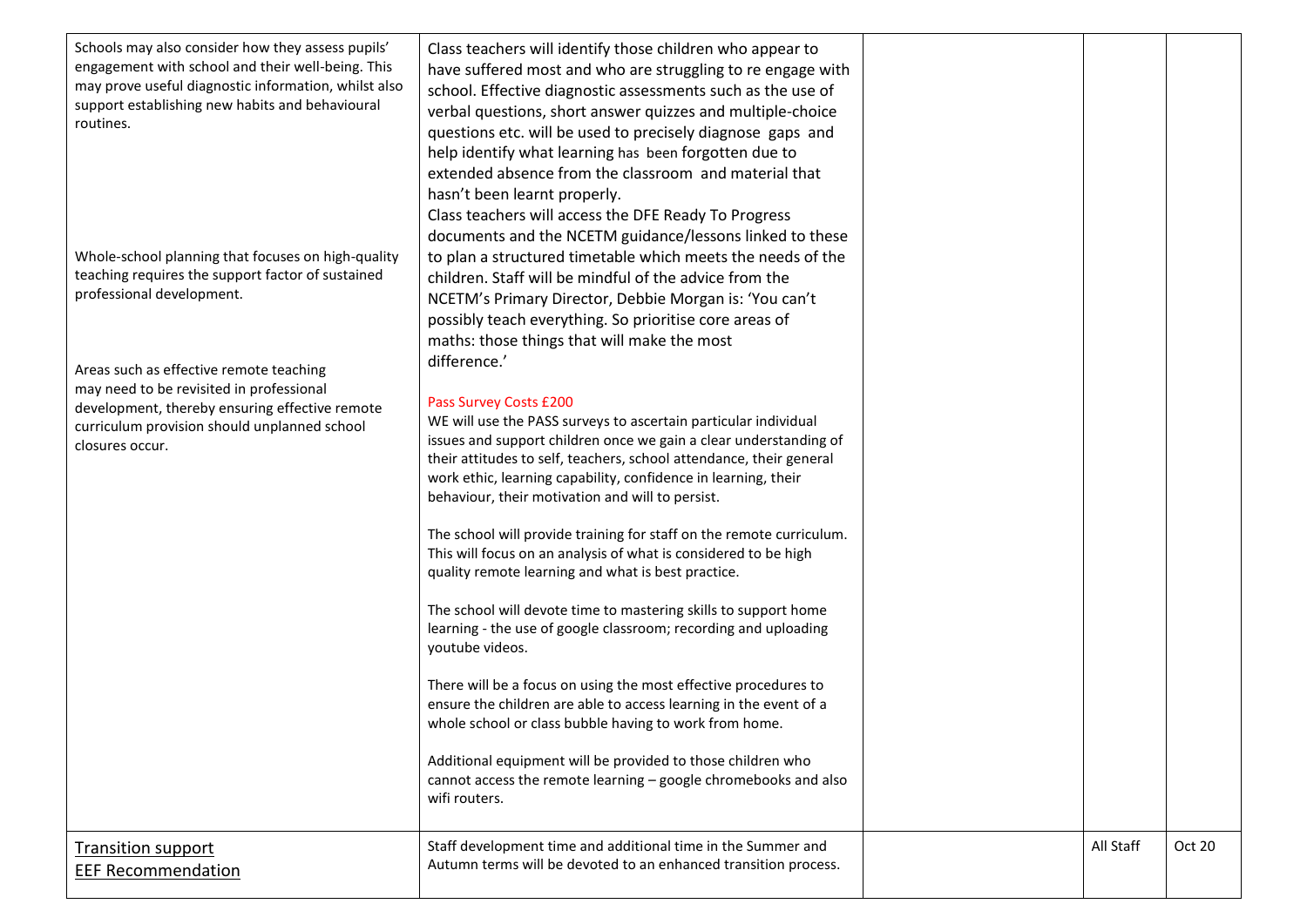| | | | | |
|---|---|---|---|---|
| Schools may also consider how they assess pupils' engagement with school and their well-being. This may prove useful diagnostic information, whilst also support establishing new habits and behavioural routines.<br><br>Whole-school planning that focuses on high-quality teaching requires the support factor of sustained professional development.<br><br>Areas such as effective remote teaching may need to be revisited in professional development, thereby ensuring effective remote curriculum provision should unplanned school closures occur. | Class teachers will identify those children who appear to have suffered most and who are struggling to re engage with school. Effective diagnostic assessments such as the use of verbal questions, short answer quizzes and multiple-choice questions etc. will be used to precisely diagnose gaps and help identify what learning has been forgotten due to extended absence from the classroom and material that hasn't been learnt properly.<br>Class teachers will access the DFE Ready To Progress documents and the NCETM guidance/lessons linked to these to plan a structured timetable which meets the needs of the children. Staff will be mindful of the advice from the NCETM's Primary Director, Debbie Morgan is: 'You can't possibly teach everything. So prioritise core areas of maths: those things that will make the most difference.'<br><br>Pass Survey Costs £200<br>WE will use the PASS surveys to ascertain particular individual issues and support children once we gain a clear understanding of their attitudes to self, teachers, school attendance, their general work ethic, learning capability, confidence in learning, their behaviour, their motivation and will to persist.<br><br>The school will provide training for staff on the remote curriculum. This will focus on an analysis of what is considered to be high quality remote learning and what is best practice.<br><br>The school will devote time to mastering skills to support home learning - the use of google classroom; recording and uploading youtube videos.<br><br>There will be a focus on using the most effective procedures to ensure the children are able to access learning in the event of a whole school or class bubble having to work from home.<br><br>Additional equipment will be provided to those children who cannot access the remote learning – google chromebooks and also wifi routers. | | | |
| Transition support<br>EEF Recommendation | Staff development time and additional time in the Summer and Autumn terms will be devoted to an enhanced transition process. | | All Staff | Oct 20 |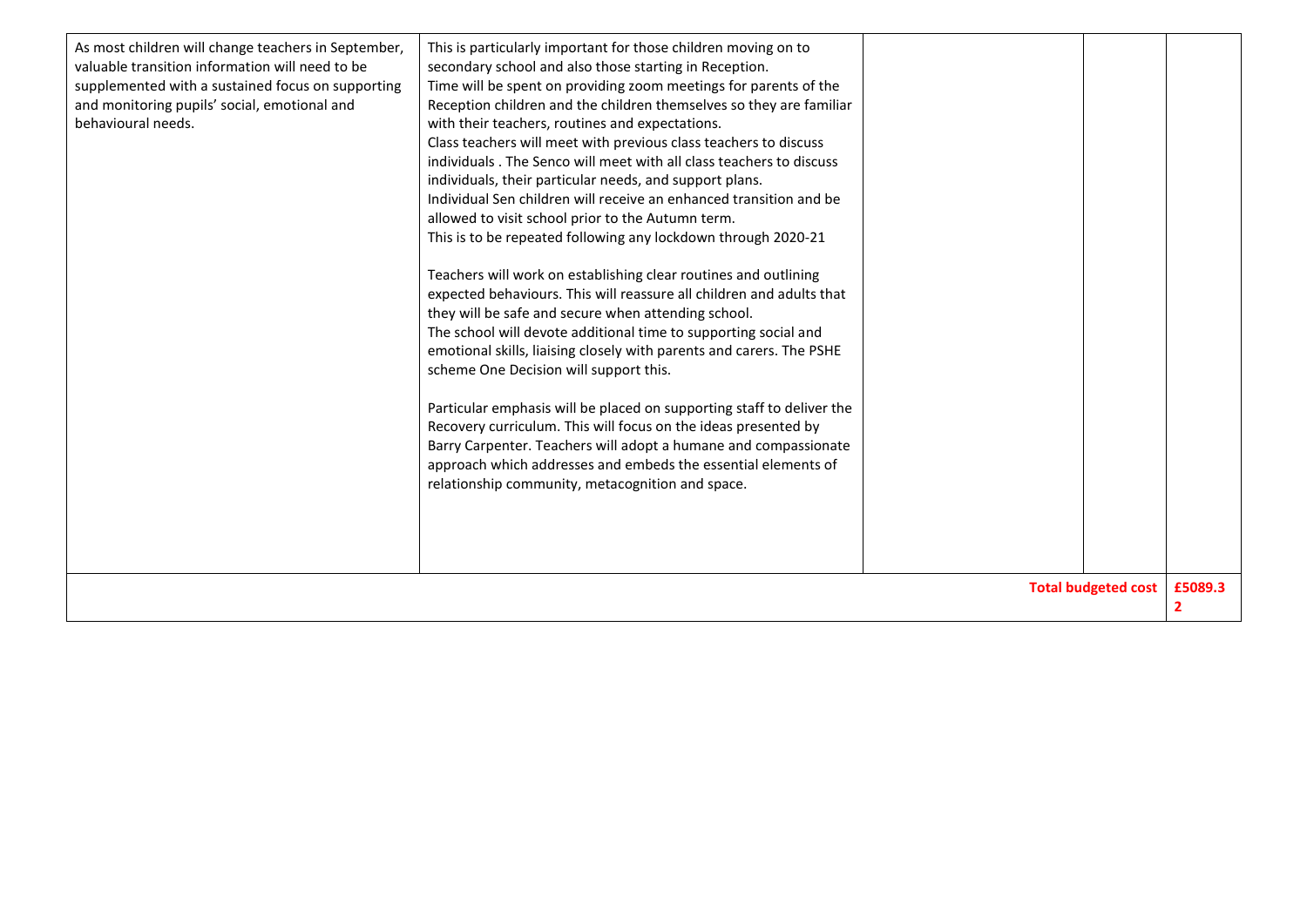| | | | | |
|---|---|---|---|---|
| As most children will change teachers in September, valuable transition information will need to be supplemented with a sustained focus on supporting and monitoring pupils' social, emotional and behavioural needs. | This is particularly important for those children moving on to secondary school and also those starting in Reception.<br>Time will be spent on providing zoom meetings for parents of the Reception children and the children themselves so they are familiar with their teachers, routines and expectations.<br>Class teachers will meet with previous class teachers to discuss individuals . The Senco will meet with all class teachers to discuss individuals, their particular needs, and support plans.<br>Individual Sen children will receive an enhanced transition and be allowed to visit school prior to the Autumn term.<br>This is to be repeated following any lockdown through 2020-21<br><br>Teachers will work on establishing clear routines and outlining expected behaviours. This will reassure all children and adults that they will be safe and secure when attending school.<br>The school will devote additional time to supporting social and emotional skills, liaising closely with parents and carers. The PSHE scheme One Decision will support this.<br><br>Particular emphasis will be placed on supporting staff to deliver the Recovery curriculum. This will focus on the ideas presented by Barry Carpenter. Teachers will adopt a humane and compassionate approach which addresses and embeds the essential elements of relationship community, metacognition and space. | | | |
| | | | **Total budgeted cost** | **£5089.32** |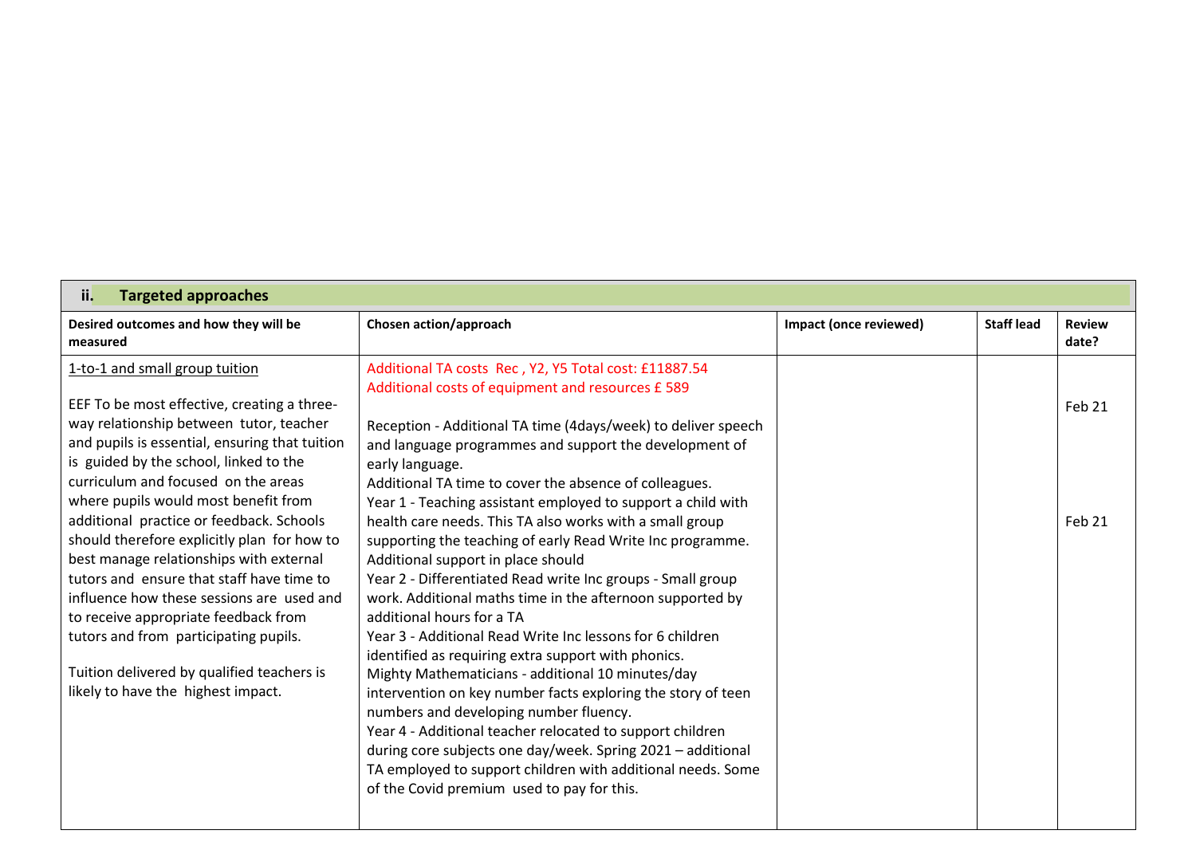| ii. **Targeted approaches** | | | | |
|---|---|---|---|---|
| **Desired outcomes and how they will be measured** | **Chosen action/approach** | **Impact (once reviewed)** | **Staff lead** | **Review date?** |
| 1-to-1 and small group tuition<br><br>EEF To be most effective, creating a three-way relationship between tutor, teacher and pupils is essential, ensuring that tuition is guided by the school, linked to the curriculum and focused on the areas where pupils would most benefit from additional practice or feedback. Schools should therefore explicitly plan for how to best manage relationships with external tutors and ensure that staff have time to influence how these sessions are used and to receive appropriate feedback from tutors and from participating pupils.<br><br>Tuition delivered by qualified teachers is likely to have the highest impact. | Additional TA costs Rec , Y2, Y5 Total cost: £11887.54<br>Additional costs of equipment and resources £ 589<br><br>Reception - Additional TA time (4days/week) to deliver speech and language programmes and support the development of early language.<br>Additional TA time to cover the absence of colleagues.<br>Year 1 - Teaching assistant employed to support a child with health care needs. This TA also works with a small group supporting the teaching of early Read Write Inc programme. Additional support in place should<br>Year 2 - Differentiated Read write Inc groups - Small group work. Additional maths time in the afternoon supported by additional hours for a TA<br>Year 3 - Additional Read Write Inc lessons for 6 children identified as requiring extra support with phonics.<br>Mighty Mathematicians - additional 10 minutes/day intervention on key number facts exploring the story of teen numbers and developing number fluency.<br>Year 4 - Additional teacher relocated to support children during core subjects one day/week. Spring 2021 – additional TA employed to support children with additional needs. Some of the Covid premium used to pay for this. | | | Feb 21<br><br><br><br><br><br>Feb 21 |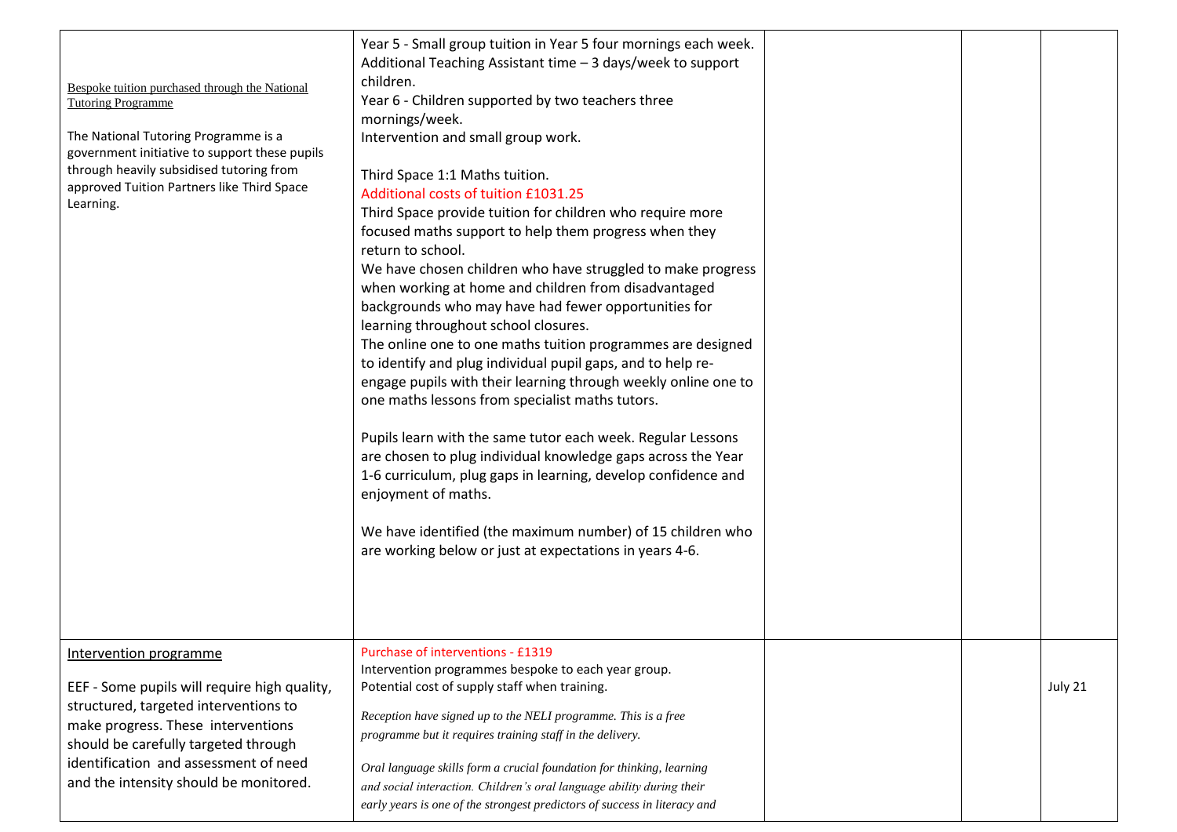| | | | | |
|---|---|---|---|---|
| Bespoke tuition purchased through the National Tutoring Programme<br><br>The National Tutoring Programme is a government initiative to support these pupils through heavily subsidised tutoring from approved Tuition Partners like Third Space Learning. | Year 5 - Small group tuition in Year 5 four mornings each week. Additional Teaching Assistant time – 3 days/week to support children.<br>Year 6 - Children supported by two teachers three mornings/week.<br>Intervention and small group work.<br><br>Third Space 1:1 Maths tuition.<br>Additional costs of tuition £1031.25<br>Third Space provide tuition for children who require more focused maths support to help them progress when they return to school.<br>We have chosen children who have struggled to make progress when working at home and children from disadvantaged backgrounds who may have had fewer opportunities for learning throughout school closures.<br>The online one to one maths tuition programmes are designed to identify and plug individual pupil gaps, and to help re-engage pupils with their learning through weekly online one to one maths lessons from specialist maths tutors.<br><br>Pupils learn with the same tutor each week. Regular Lessons are chosen to plug individual knowledge gaps across the Year 1-6 curriculum, plug gaps in learning, develop confidence and enjoyment of maths.<br><br>We have identified (the maximum number) of 15 children who are working below or just at expectations in years 4-6. | | | |
| Intervention programme<br><br>EEF - Some pupils will require high quality, structured, targeted interventions to make progress. These interventions should be carefully targeted through identification and assessment of need and the intensity should be monitored. | Purchase of interventions - £1319<br>Intervention programmes bespoke to each year group.<br>Potential cost of supply staff when training.<br><br>*Reception have signed up to the NELI programme. This is a free programme but it requires training staff in the delivery.*<br><br>*Oral language skills form a crucial foundation for thinking, learning and social interaction. Children's oral language ability during their early years is one of the strongest predictors of success in literacy and* | | | July 21 |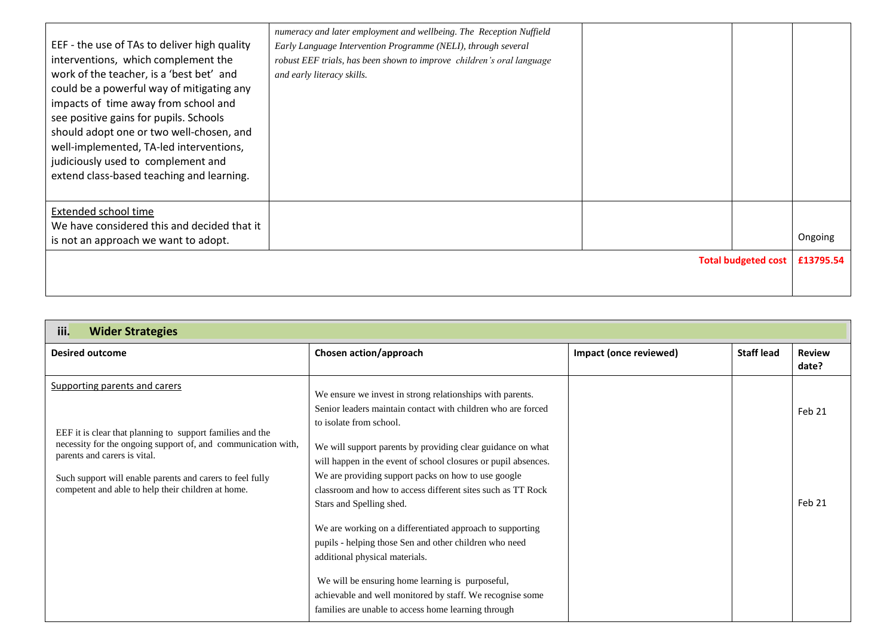| | | | | |
|---|---|---|---|---|
| EEF - the use of TAs to deliver high quality interventions, which complement the work of the teacher, is a 'best bet' and could be a powerful way of mitigating any impacts of time away from school and see positive gains for pupils. Schools should adopt one or two well-chosen, and well-implemented, TA-led interventions, judiciously used to complement and extend class-based teaching and learning. | *numeracy and later employment and wellbeing. The Reception Nuffield Early Language Intervention Programme (NELI), through several robust EEF trials, has been shown to improve children's oral language and early literacy skills.* | | | |
| Extended school time<br>We have considered this and decided that it is not an approach we want to adopt. | | | | Ongoing |
| | | | **Total budgeted cost** | **£13795.54** |

| **iii. Wider Strategies** | | | | |
|---|---|---|---|---|
| **Desired outcome** | **Chosen action/approach** | **Impact (once reviewed)** | **Staff lead** | **Review date?** |
| Supporting parents and carers<br><br>EEF it is clear that planning to support families and the necessity for the ongoing support of, and communication with, parents and carers is vital.<br><br>Such support will enable parents and carers to feel fully competent and able to help their children at home. | We ensure we invest in strong relationships with parents. Senior leaders maintain contact with children who are forced to isolate from school.<br><br>We will support parents by providing clear guidance on what will happen in the event of school closures or pupil absences. We are providing support packs on how to use google classroom and how to access different sites such as TT Rock Stars and Spelling shed.<br><br>We are working on a differentiated approach to supporting pupils - helping those Sen and other children who need additional physical materials.<br><br>We will be ensuring home learning is purposeful, achievable and well monitored by staff. We recognise some families are unable to access home learning through | | | Feb 21<br><br>Feb 21 |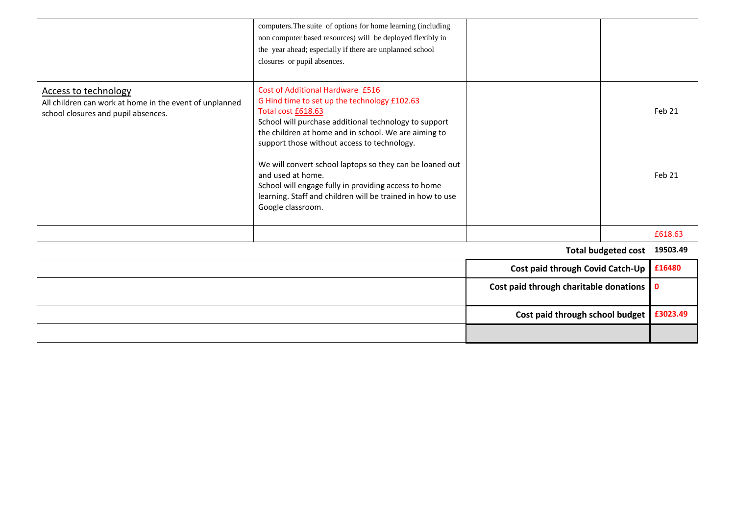| | | | | |
|---|---|---|---|---|
| | computers.The suite of options for home learning (including non computer based resources) will be deployed flexibly in the year ahead; especially if there are unplanned school closures or pupil absences. | | | |
| Access to technology<br>All children can work at home in the event of unplanned school closures and pupil absences. | Cost of Additional Hardware £516<br>G Hind time to set up the technology £102.63<br>Total cost £618.63<br>School will purchase additional technology to support the children at home and in school. We are aiming to support those without access to technology.<br><br>We will convert school laptops so they can be loaned out and used at home.<br>School will engage fully in providing access to home learning. Staff and children will be trained in how to use Google classroom. | | | Feb 21<br><br>Feb 21 |
| | | | | £618.63 |
| | | | **Total budgeted cost** | **19503.49** |
| | | | **Cost paid through Covid Catch-Up** | **£16480** |
| | | | **Cost paid through charitable donations** | **0** |
| | | | **Cost paid through school budget** | **£3023.49** |
| | | | | |